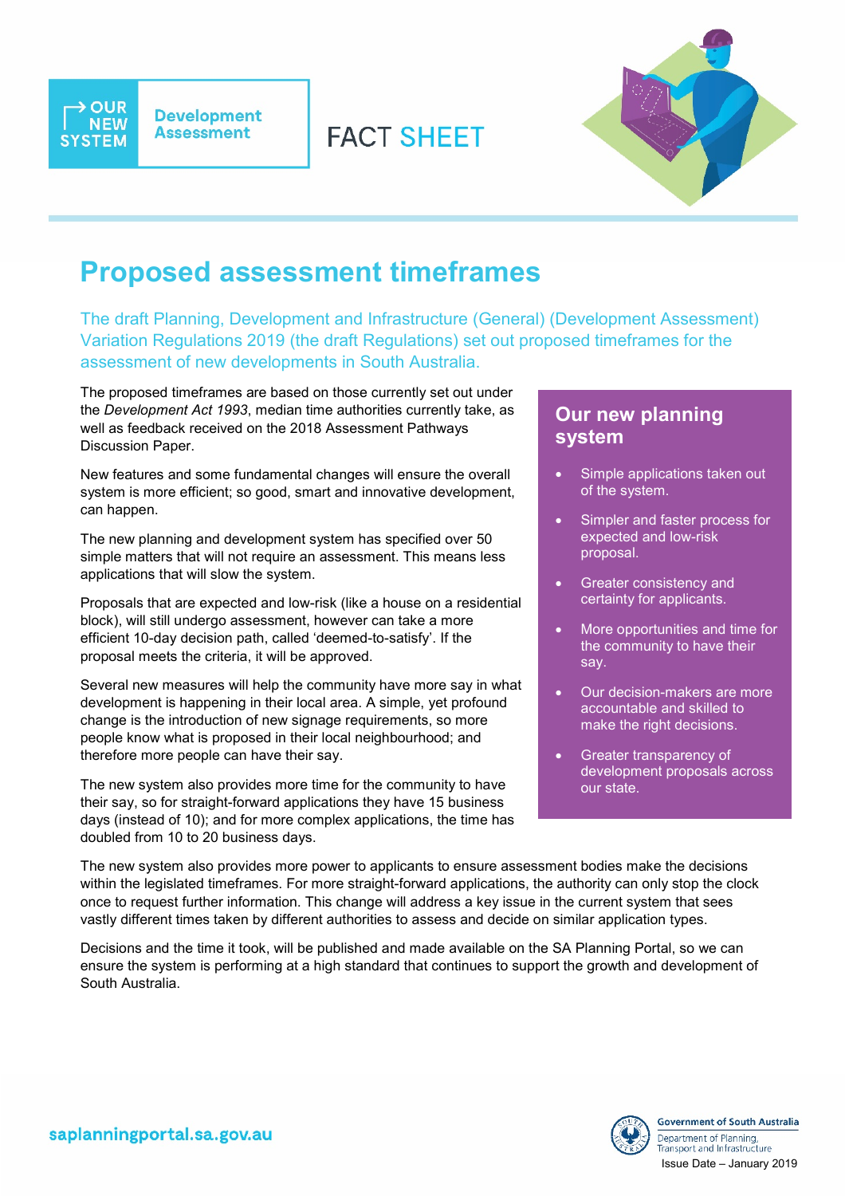OUR NEW SYSTEM | Development Assessment

FACT SHEET

# Proposed assessment timeframes

The draft Planning, Development and Infrastructure (General) (Development Assessment) Variation Regulations 2019 (the draft Regulations) set out proposed timeframes for the assessment of new developments in South Australia.

The proposed timeframes are based on those currently set out under the *Development Act 1993*, median time authorities currently take, as well as feedback received on the 2018 Assessment Pathways Discussion Paper.

New features and some fundamental changes will ensure the overall system is more efficient; so good, smart and innovative development, can happen.

The new planning and development system has specified over 50 simple matters that will not require an assessment. This means less applications that will slow the system.

Proposals that are expected and low-risk (like a house on a residential block), will still undergo assessment, however can take a more efficient 10-day decision path, called 'deemed-to-satisfy'. If the proposal meets the criteria, it will be approved.

Several new measures will help the community have more say in what development is happening in their local area. A simple, yet profound change is the introduction of new signage requirements, so more people know what is proposed in their local neighbourhood; and therefore more people can have their say.

The new system also provides more time for the community to have their say, so for straight-forward applications they have 15 business days (instead of 10); and for more complex applications, the time has doubled from 10 to 20 business days.

## Our new planning system

- Simple applications taken out of the system.
- Simpler and faster process for expected and low-risk proposal.
- Greater consistency and certainty for applicants.
- More opportunities and time for the community to have their say.
- Our decision-makers are more accountable and skilled to make the right decisions.
- Greater transparency of development proposals across our state.

The new system also provides more power to applicants to ensure assessment bodies make the decisions within the legislated timeframes. For more straight-forward applications, the authority can only stop the clock once to request further information. This change will address a key issue in the current system that sees vastly different times taken by different authorities to assess and decide on similar application types.

Decisions and the time it took, will be published and made available on the SA Planning Portal, so we can ensure the system is performing at a high standard that continues to support the growth and development of South Australia.

saplanningportal.sa.gov.au

Government of South Australia
Department of Planning, Transport and Infrastructure

Issue Date – January 2019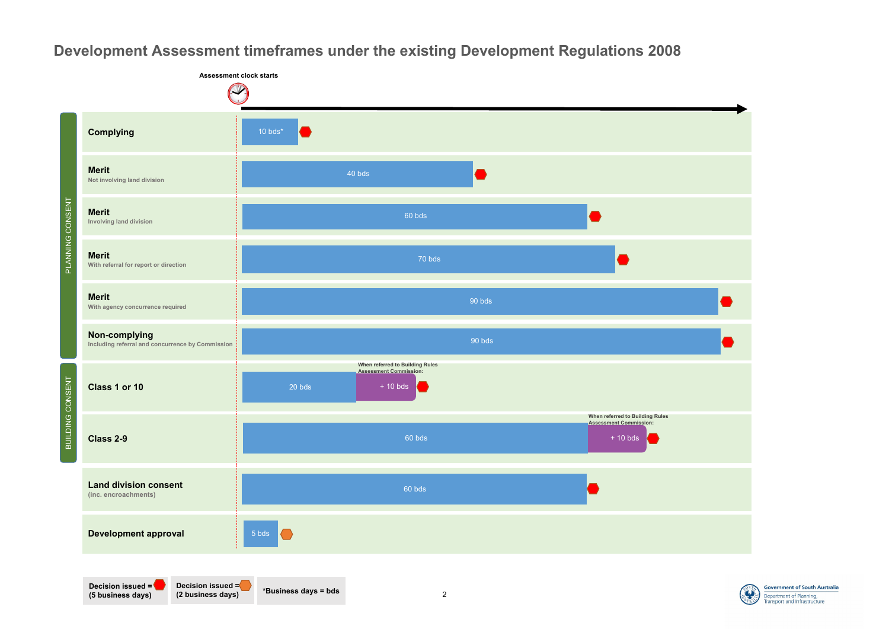# Development Assessment timeframes under the existing Development Regulations 2008

Assessment clock starts

| Consent type | Category | Timeframe | Decision issued |
|---|---|---|---|
| PLANNING CONSENT | **Complying** | 10 bds* | Decision issued (5 business days) |
| PLANNING CONSENT | **Merit** — Not involving land division | 40 bds | Decision issued (5 business days) |
| PLANNING CONSENT | **Merit** — Involving land division | 60 bds | Decision issued (5 business days) |
| PLANNING CONSENT | **Merit** — With referral for report or direction | 70 bds | Decision issued (5 business days) |
| PLANNING CONSENT | **Merit** — With agency concurrence required | 90 bds | Decision issued (5 business days) |
| PLANNING CONSENT | **Non-complying** — Including referral and concurrence by Commission | 90 bds | Decision issued (5 business days) |
| BUILDING CONSENT | **Class 1 or 10** | 20 bds; When referred to Building Rules Assessment Commission: + 10 bds | Decision issued (5 business days) |
| BUILDING CONSENT | **Class 2-9** | 60 bds; When referred to Building Rules Assessment Commission: + 10 bds | Decision issued (5 business days) |
| | **Land division consent** (inc. encroachments) | 60 bds | Decision issued (5 business days) |
| | **Development approval** | 5 bds | Decision issued (2 business days) |

Decision issued = red hexagon (5 business days)

Decision issued = orange hexagon (2 business days)

*Business days = bds

Government of South Australia — Department of Planning, Transport and Infrastructure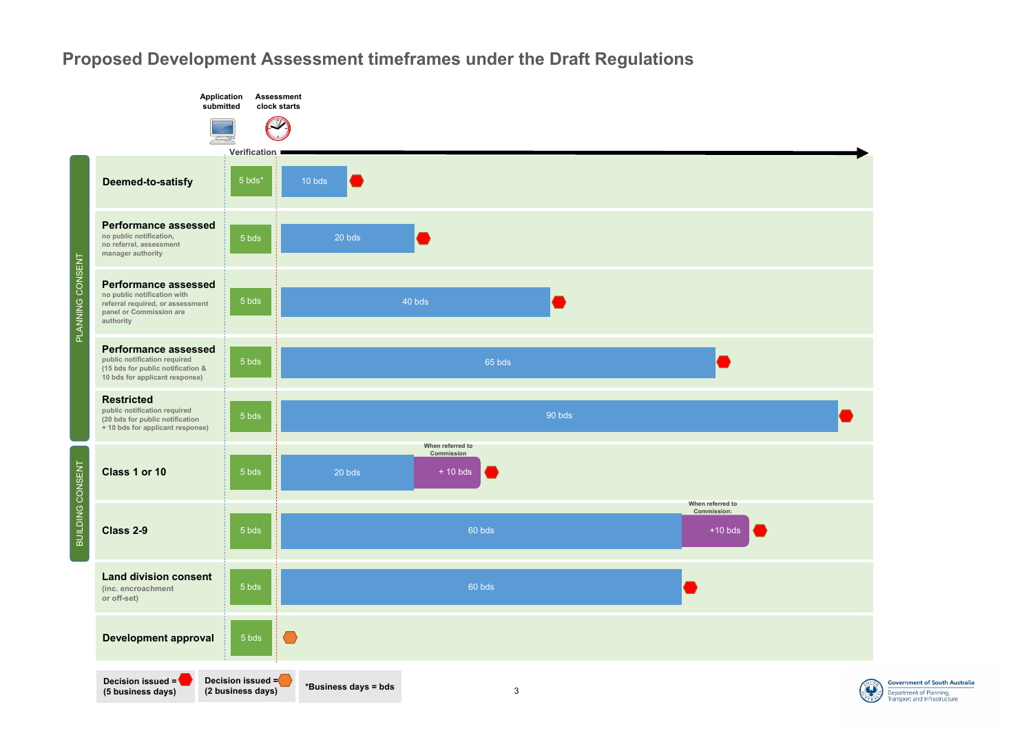# Proposed Development Assessment timeframes under the Draft Regulations

Application submitted

Assessment clock starts

Verification

PLANNING CONSENT

**Deemed-to-satisfy**

5 bds*

10 bds

**Performance assessed**
no public notification, no referral, assessment manager authority

5 bds

20 bds

**Performance assessed**
no public notification with referral required, or assessment panel or Commission are authority

5 bds

40 bds

**Performance assessed**
public notification required (15 bds for public notification & 10 bds for applicant response)

5 bds

65 bds

**Restricted**
public notification required (20 bds for public notification + 10 bds for applicant response)

5 bds

90 bds

BUILDING CONSENT

**Class 1 or 10**

5 bds

20 bds

When referred to Commission

+ 10 bds

**Class 2-9**

5 bds

60 bds

When referred to Commission:

+10 bds

**Land division consent**
(inc. encroachment or off-set)

5 bds

60 bds

**Development approval**

5 bds

Decision issued = (5 business days)

Decision issued = (2 business days)

*Business days = bds

Government of South Australia
Department of Planning, Transport and Infrastructure